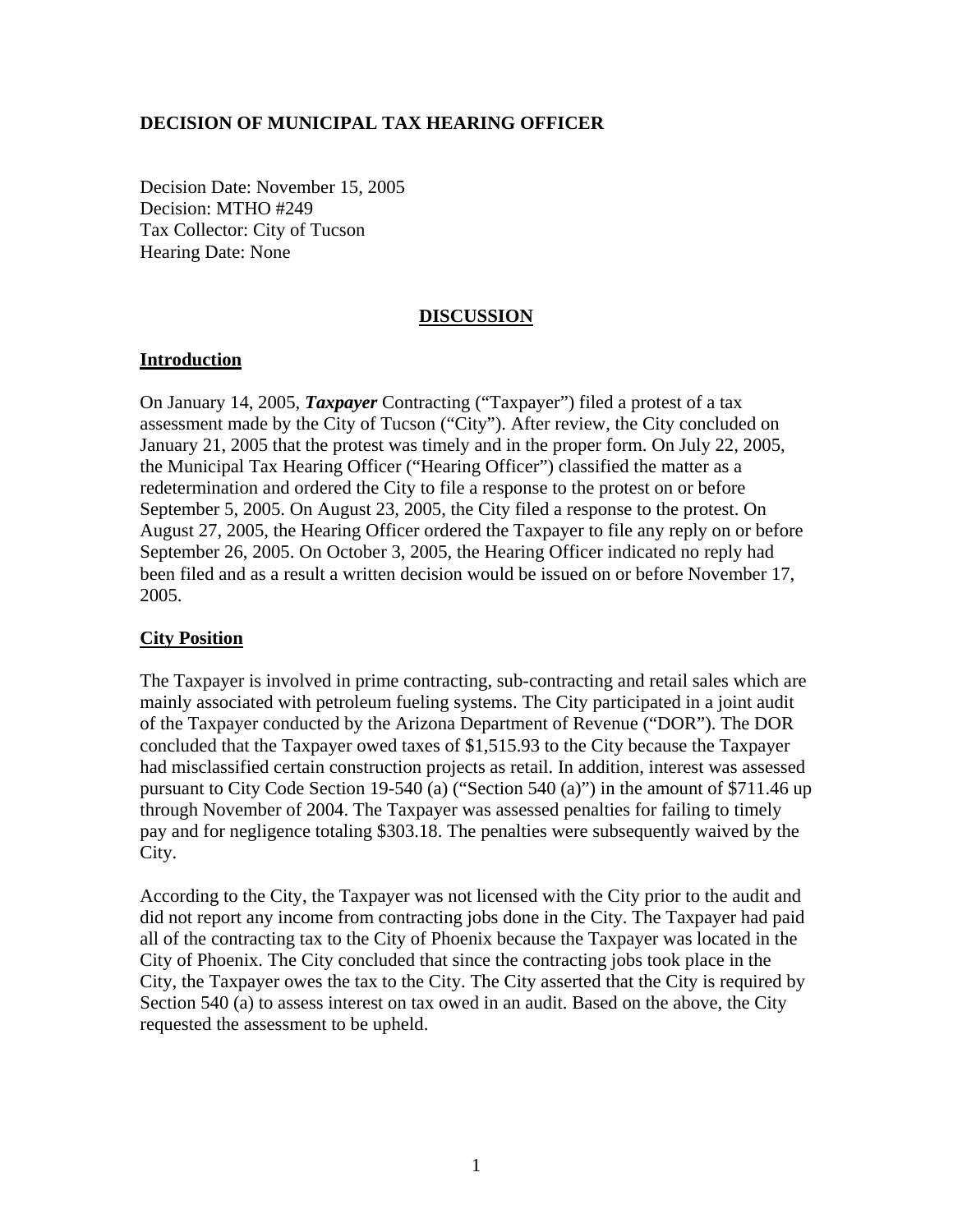**DECISION OF MUNICIPAL TAX HEARING OFFICER**

Decision Date: November 15, 2005
Decision: MTHO #249
Tax Collector: City of Tucson
Hearing Date: None

## DISCUSSION

### Introduction

On January 14, 2005, ***Taxpayer*** Contracting ("Taxpayer") filed a protest of a tax assessment made by the City of Tucson ("City"). After review, the City concluded on January 21, 2005 that the protest was timely and in the proper form. On July 22, 2005, the Municipal Tax Hearing Officer ("Hearing Officer") classified the matter as a redetermination and ordered the City to file a response to the protest on or before September 5, 2005. On August 23, 2005, the City filed a response to the protest. On August 27, 2005, the Hearing Officer ordered the Taxpayer to file any reply on or before September 26, 2005. On October 3, 2005, the Hearing Officer indicated no reply had been filed and as a result a written decision would be issued on or before November 17, 2005.

### City Position

The Taxpayer is involved in prime contracting, sub-contracting and retail sales which are mainly associated with petroleum fueling systems. The City participated in a joint audit of the Taxpayer conducted by the Arizona Department of Revenue ("DOR"). The DOR concluded that the Taxpayer owed taxes of $1,515.93 to the City because the Taxpayer had misclassified certain construction projects as retail. In addition, interest was assessed pursuant to City Code Section 19-540 (a) ("Section 540 (a)") in the amount of $711.46 up through November of 2004. The Taxpayer was assessed penalties for failing to timely pay and for negligence totaling $303.18. The penalties were subsequently waived by the City.

According to the City, the Taxpayer was not licensed with the City prior to the audit and did not report any income from contracting jobs done in the City. The Taxpayer had paid all of the contracting tax to the City of Phoenix because the Taxpayer was located in the City of Phoenix. The City concluded that since the contracting jobs took place in the City, the Taxpayer owes the tax to the City. The City asserted that the City is required by Section 540 (a) to assess interest on tax owed in an audit. Based on the above, the City requested the assessment to be upheld.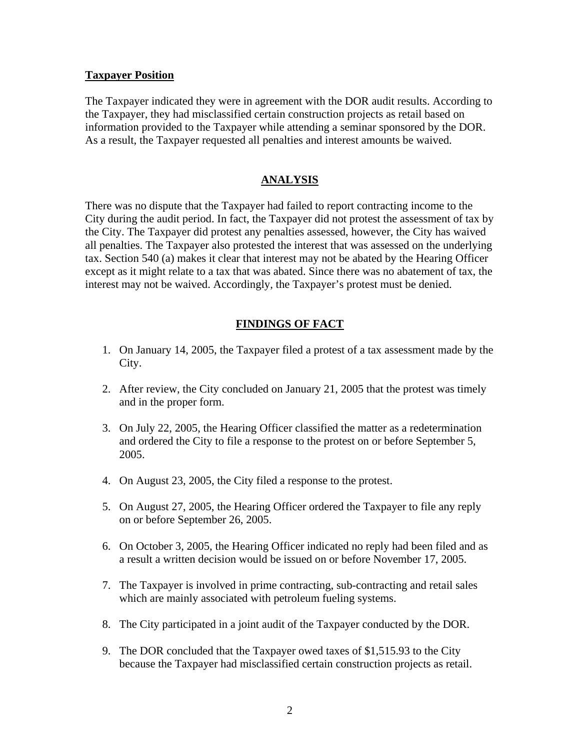**Taxpayer Position**

The Taxpayer indicated they were in agreement with the DOR audit results. According to the Taxpayer, they had misclassified certain construction projects as retail based on information provided to the Taxpayer while attending a seminar sponsored by the DOR. As a result, the Taxpayer requested all penalties and interest amounts be waived.

## ANALYSIS

There was no dispute that the Taxpayer had failed to report contracting income to the City during the audit period. In fact, the Taxpayer did not protest the assessment of tax by the City. The Taxpayer did protest any penalties assessed, however, the City has waived all penalties. The Taxpayer also protested the interest that was assessed on the underlying tax. Section 540 (a) makes it clear that interest may not be abated by the Hearing Officer except as it might relate to a tax that was abated. Since there was no abatement of tax, the interest may not be waived. Accordingly, the Taxpayer's protest must be denied.

## FINDINGS OF FACT

1. On January 14, 2005, the Taxpayer filed a protest of a tax assessment made by the City.

2. After review, the City concluded on January 21, 2005 that the protest was timely and in the proper form.

3. On July 22, 2005, the Hearing Officer classified the matter as a redetermination and ordered the City to file a response to the protest on or before September 5, 2005.

4. On August 23, 2005, the City filed a response to the protest.

5. On August 27, 2005, the Hearing Officer ordered the Taxpayer to file any reply on or before September 26, 2005.

6. On October 3, 2005, the Hearing Officer indicated no reply had been filed and as a result a written decision would be issued on or before November 17, 2005.

7. The Taxpayer is involved in prime contracting, sub-contracting and retail sales which are mainly associated with petroleum fueling systems.

8. The City participated in a joint audit of the Taxpayer conducted by the DOR.

9. The DOR concluded that the Taxpayer owed taxes of $1,515.93 to the City because the Taxpayer had misclassified certain construction projects as retail.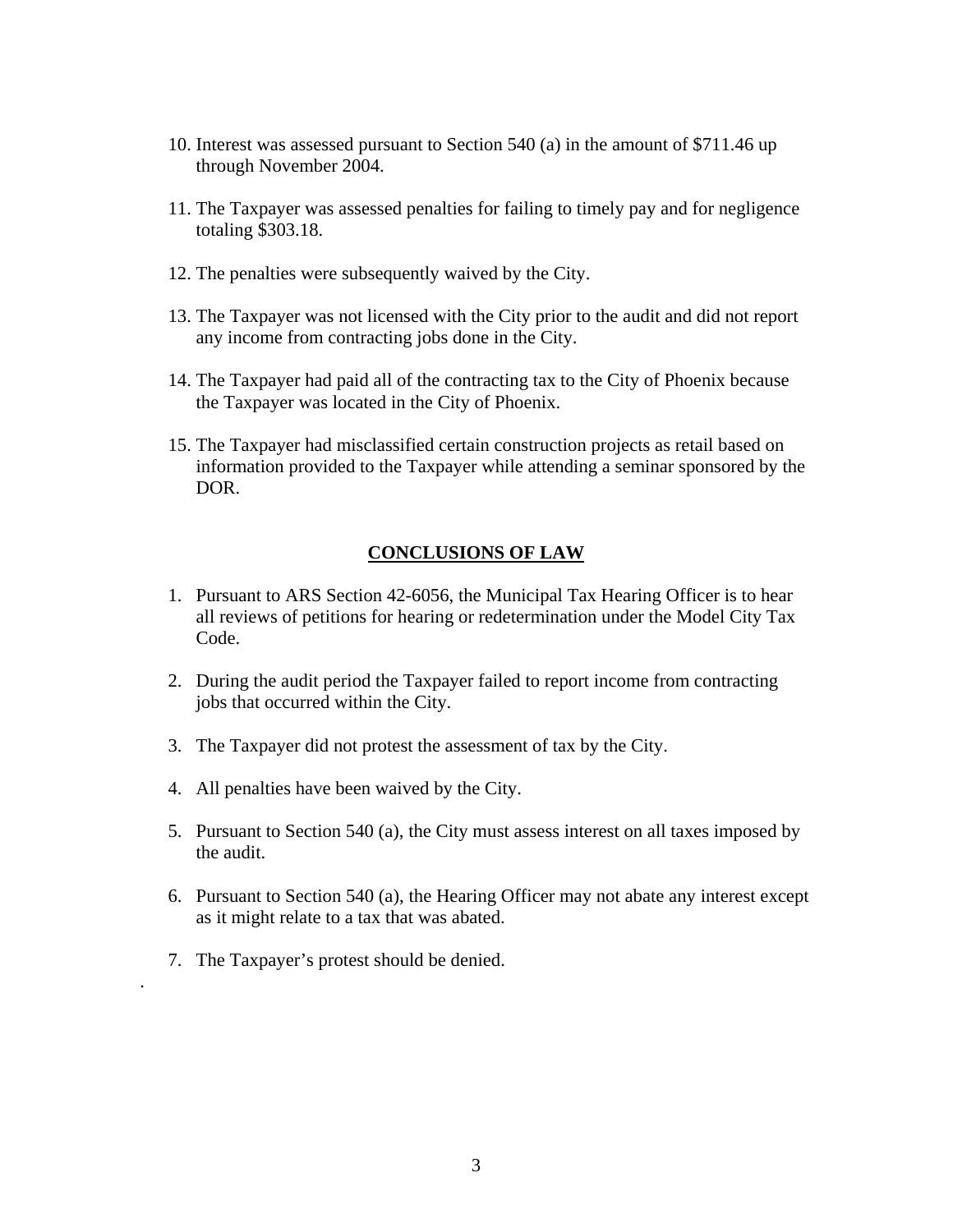10. Interest was assessed pursuant to Section 540 (a) in the amount of $711.46 up through November 2004.

11. The Taxpayer was assessed penalties for failing to timely pay and for negligence totaling $303.18.

12. The penalties were subsequently waived by the City.

13. The Taxpayer was not licensed with the City prior to the audit and did not report any income from contracting jobs done in the City.

14. The Taxpayer had paid all of the contracting tax to the City of Phoenix because the Taxpayer was located in the City of Phoenix.

15. The Taxpayer had misclassified certain construction projects as retail based on information provided to the Taxpayer while attending a seminar sponsored by the DOR.

## CONCLUSIONS OF LAW

1. Pursuant to ARS Section 42-6056, the Municipal Tax Hearing Officer is to hear all reviews of petitions for hearing or redetermination under the Model City Tax Code.

2. During the audit period the Taxpayer failed to report income from contracting jobs that occurred within the City.

3. The Taxpayer did not protest the assessment of tax by the City.

4. All penalties have been waived by the City.

5. Pursuant to Section 540 (a), the City must assess interest on all taxes imposed by the audit.

6. Pursuant to Section 540 (a), the Hearing Officer may not abate any interest except as it might relate to a tax that was abated.

7. The Taxpayer's protest should be denied.

.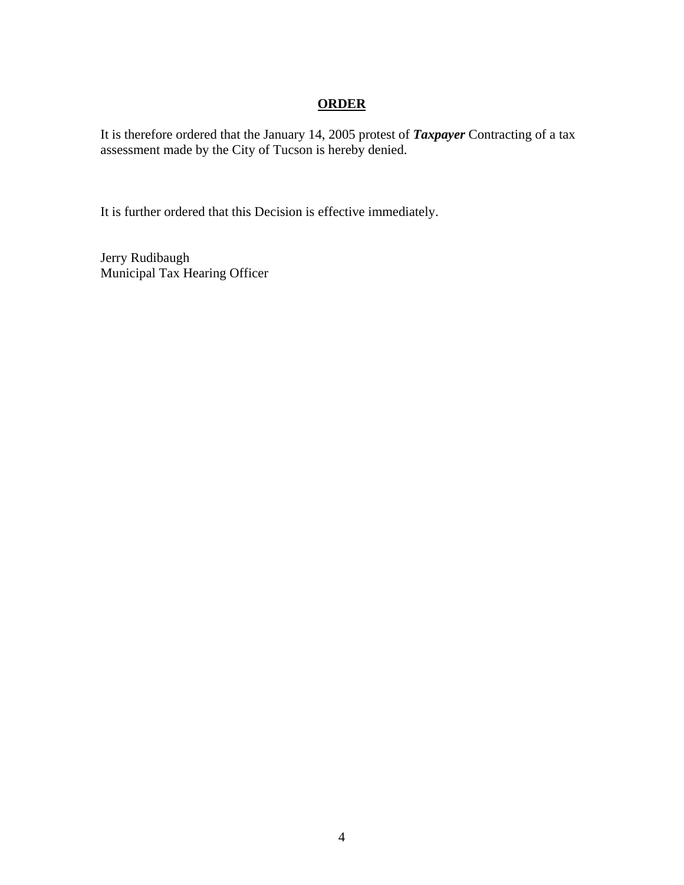## **ORDER**

It is therefore ordered that the January 14, 2005 protest of ***Taxpayer*** Contracting of a tax assessment made by the City of Tucson is hereby denied.

It is further ordered that this Decision is effective immediately.

Jerry Rudibaugh
Municipal Tax Hearing Officer